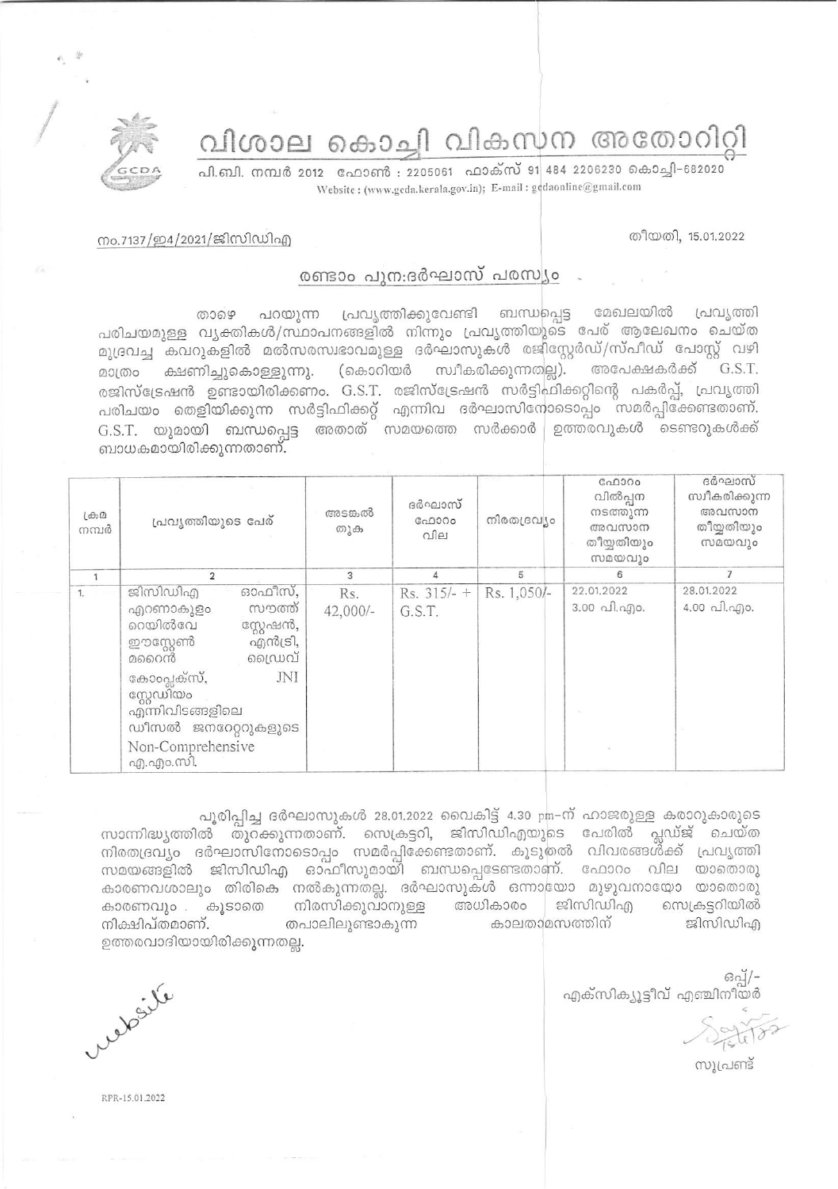# വിശാല കൊച്ചി വികസന അതോറിറ്റി

പി.ബി. നമ്പർ 2012 ഫോൺ : 2205061 ഫാക്സ് 91 484 2206230 കൊച്ചി–682020
Website : (www.gcda.kerala.gov.in); E-mail : gcdaonline@gmail.com

നം.7137/ഇ4/2021/ജിസിഡിഎ

തീയതി, 15.01.2022

## രണ്ടാം പുന:ദർഘാസ് പരസ്യം

താഴെ പറയുന്ന പ്രവൃത്തിക്കുവേണ്ടി ബന്ധപ്പെട്ട മേഖലയിൽ പ്രവൃത്തി പരിചയമുള്ള വ്യക്തികൾ/സ്ഥാപനങ്ങളിൽ നിന്നും പ്രവൃത്തിയുടെ പേര് ആലേഖനം ചെയ്ത മുദ്രവച്ച കവറുകളിൽ മൽസരസ്വഭാവമുള്ള ദർഘാസുകൾ രജിസ്റ്റേർഡ്/സ്പീഡ് പോസ്റ്റ് വഴി മാത്രം ക്ഷണിച്ചുകൊള്ളുന്നു. (കൊറിയർ സ്വീകരിക്കുന്നതല്ല). അപേക്ഷകർക്ക് G.S.T. രജിസ്ട്രേഷൻ ഉണ്ടായിരിക്കണം. G.S.T. രജിസ്ട്രേഷൻ സർട്ടിഫിക്കറ്റിന്റെ പകർപ്പ്, പ്രവൃത്തി പരിചയം തെളിയിക്കുന്ന സർട്ടിഫിക്കറ്റ് എന്നിവ ദർഘാസിനോടൊപ്പം സമർപ്പിക്കേണ്ടതാണ്. G.S.T. യുമായി ബന്ധപ്പെട്ട അതാത് സമയത്തെ സർക്കാർ ഉത്തരവുകൾ ടെണ്ടറുകൾക്ക് ബാധകമായിരിക്കുന്നതാണ്.

| ക്രമ നമ്പർ | പ്രവൃത്തിയുടെ പേര് | അടങ്കൽ തുക | ദർഘാസ് ഫോറം വില | നിരതദ്രവ്യം | ഫോറം വിൽപ്പന നടത്തുന്ന അവസാന തീയതിയും സമയവും | ദർഘാസ് സ്വീകരിക്കുന്ന അവസാന തീയതിയും സമയവും |
|---|---|---|---|---|---|---|
| 1 | 2 | 3 | 4 | 5 | 6 | 7 |
| 1. | ജിസിഡിഎ ഓഫീസ്, എറണാകുളം സൗത്ത് റെയിൽവേ സ്റ്റേഷൻ, ഈസ്റ്റേൺ എൻട്രി, മറൈൻ ഡ്രൈവ് കോംപ്ലക്സ്, JNI സ്റ്റേഡിയം എന്നിവിടങ്ങളിലെ ഡീസൽ ജനറേറ്ററുകളുടെ Non-Comprehensive എ.എം.സി. | Rs. 42,000/- | Rs. 315/- + G.S.T. | Rs. 1,050/- | 22.01.2022 3.00 പി.എം. | 28.01.2022 4.00 പി.എം. |

പൂരിപ്പിച്ച ദർഘാസുകൾ 28.01.2022 വൈകിട്ട് 4.30 pm-ന് ഹാജരുള്ള കരാറുകാരുടെ സാന്നിദ്ധ്യത്തിൽ തുറക്കുന്നതാണ്. സെക്രട്ടറി, ജിസിഡിഎയുടെ പേരിൽ പ്ലഡ്ജ് ചെയ്ത നിരതദ്രവ്യം ദർഘാസിനോടൊപ്പം സമർപ്പിക്കേണ്ടതാണ്. കൂടുതൽ വിവരങ്ങൾക്ക് പ്രവൃത്തി സമയങ്ങളിൽ ജിസിഡിഎ ഓഫീസുമായി ബന്ധപ്പെടേണ്ടതാണ്. ഫോറം വില യാതൊരു കാരണവശാലും തിരികെ നൽകുന്നതല്ല. ദർഘാസുകൾ ഒന്നായോ മുഴുവനായോ യാതൊരു കാരണവും കൂടാതെ നിരസിക്കുവാനുള്ള അധികാരം ജിസിഡിഎ സെക്രട്ടറിയിൽ നിക്ഷിപ്തമാണ്. തപാലിലുണ്ടാകുന്ന കാലതാമസത്തിന് ജിസിഡിഎ ഉത്തരവാദിയായിരിക്കുന്നതല്ല.

ഒപ്പ്/-
എക്സിക്യൂട്ടീവ് എഞ്ചിനീയർ

സൂപ്രണ്ട്

website

RPR-15.01.2022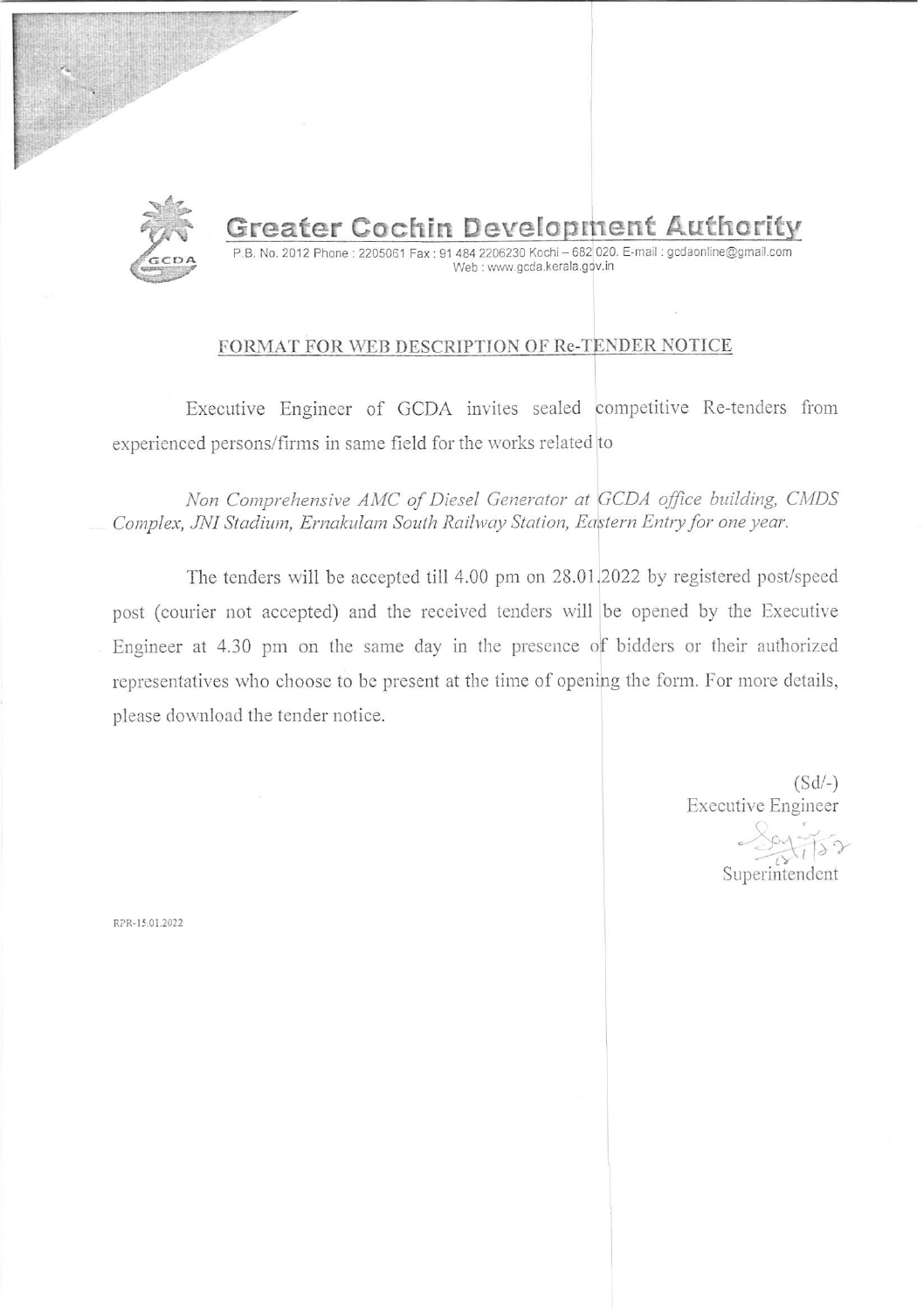# Greater Cochin Development Authority

P.B. No. 2012 Phone : 2205061 Fax : 91 484 2206230 Kochi – 682 020. E-mail : gcdaonline@gmail.com
Web : www.gcda.kerala.gov.in

## FORMAT FOR WEB DESCRIPTION OF Re-TENDER NOTICE

Executive Engineer of GCDA invites sealed competitive Re-tenders from experienced persons/firms in same field for the works related to

*Non Comprehensive AMC of Diesel Generator at GCDA office building, CMDS Complex, JNI Stadium, Ernakulam South Railway Station, Eastern Entry for one year.*

The tenders will be accepted till 4.00 pm on 28.01.2022 by registered post/speed post (courier not accepted) and the received tenders will be opened by the Executive Engineer at 4.30 pm on the same day in the presence of bidders or their authorized representatives who choose to be present at the time of opening the form. For more details, please download the tender notice.

(Sd/-)
Executive Engineer

Superintendent

RPR-15.01.2022